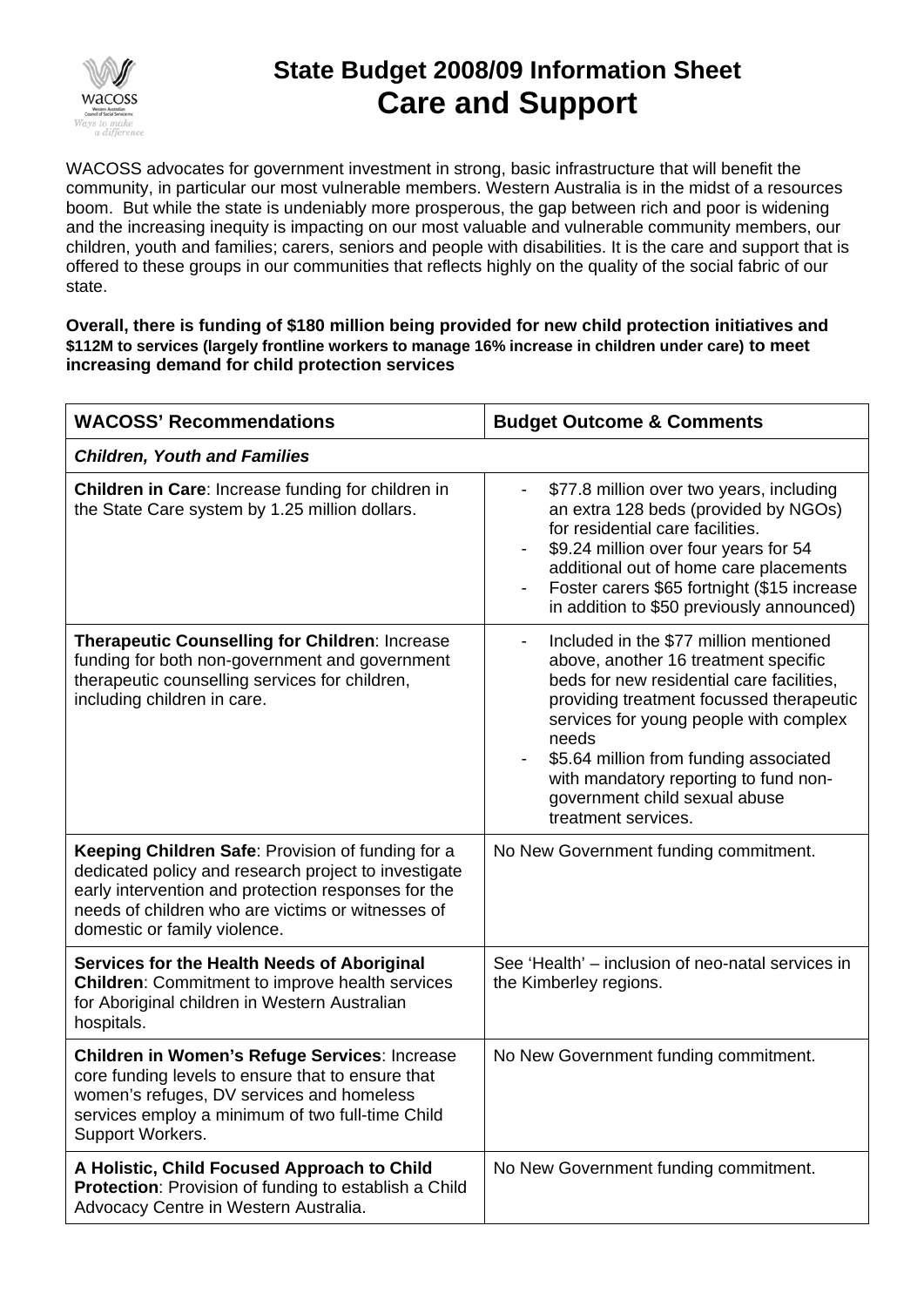# State Budget 2008/09 Information Sheet
# Care and Support

WACOSS advocates for government investment in strong, basic infrastructure that will benefit the community, in particular our most vulnerable members. Western Australia is in the midst of a resources boom. But while the state is undeniably more prosperous, the gap between rich and poor is widening and the increasing inequity is impacting on our most valuable and vulnerable community members, our children, youth and families; carers, seniors and people with disabilities. It is the care and support that is offered to these groups in our communities that reflects highly on the quality of the social fabric of our state.

**Overall, there is funding of $180 million being provided for new child protection initiatives and $112M to services (largely frontline workers to manage 16% increase in children under care) to meet increasing demand for child protection services**

| WACOSS' Recommendations | Budget Outcome & Comments |
|---|---|
| ***Children, Youth and Families*** | |
| **Children in Care**: Increase funding for children in the State Care system by 1.25 million dollars. | - $77.8 million over two years, including an extra 128 beds (provided by NGOs) for residential care facilities.<br>- $9.24 million over four years for 54 additional out of home care placements<br>- Foster carers $65 fortnight ($15 increase in addition to $50 previously announced) |
| **Therapeutic Counselling for Children**: Increase funding for both non-government and government therapeutic counselling services for children, including children in care. | - Included in the $77 million mentioned above, another 16 treatment specific beds for new residential care facilities, providing treatment focussed therapeutic services for young people with complex needs<br>- $5.64 million from funding associated with mandatory reporting to fund non-government child sexual abuse treatment services. |
| **Keeping Children Safe**: Provision of funding for a dedicated policy and research project to investigate early intervention and protection responses for the needs of children who are victims or witnesses of domestic or family violence. | No New Government funding commitment. |
| **Services for the Health Needs of Aboriginal Children**: Commitment to improve health services for Aboriginal children in Western Australian hospitals. | See 'Health' – inclusion of neo-natal services in the Kimberley regions. |
| **Children in Women's Refuge Services**: Increase core funding levels to ensure that to ensure that women's refuges, DV services and homeless services employ a minimum of two full-time Child Support Workers. | No New Government funding commitment. |
| **A Holistic, Child Focused Approach to Child Protection**: Provision of funding to establish a Child Advocacy Centre in Western Australia. | No New Government funding commitment. |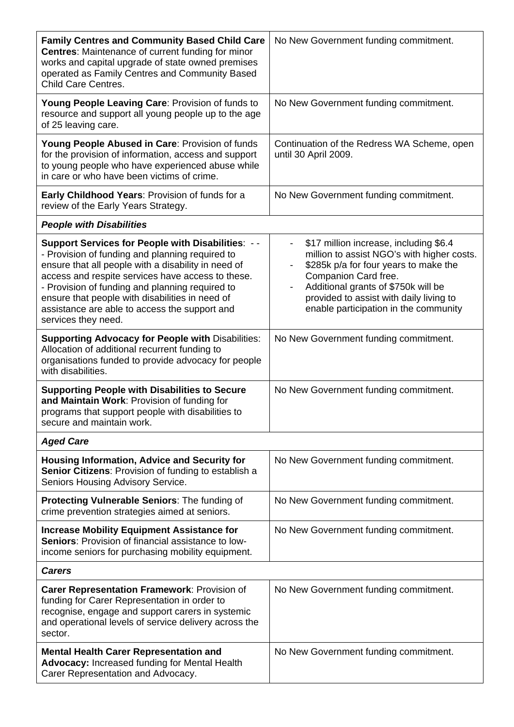| | |
|---|---|
| **Family Centres and Community Based Child Care Centres**: Maintenance of current funding for minor works and capital upgrade of state owned premises operated as Family Centres and Community Based Child Care Centres. | No New Government funding commitment. |
| **Young People Leaving Care**: Provision of funds to resource and support all young people up to the age of 25 leaving care. | No New Government funding commitment. |
| **Young People Abused in Care**: Provision of funds for the provision of information, access and support to young people who have experienced abuse while in care or who have been victims of crime. | Continuation of the Redress WA Scheme, open until 30 April 2009. |
| **Early Childhood Years**: Provision of funds for a review of the Early Years Strategy. | No New Government funding commitment. |
| ***People with Disabilities*** | |
| **Support Services for People with Disabilities**: - - - Provision of funding and planning required to ensure that all people with a disability in need of access and respite services have access to these. - Provision of funding and planning required to ensure that people with disabilities in need of assistance are able to access the support and services they need. | - $17 million increase, including $6.4 million to assist NGO's with higher costs. <br> - $285k p/a for four years to make the Companion Card free. <br> - Additional grants of $750k will be provided to assist with daily living to enable participation in the community |
| **Supporting Advocacy for People with** Disabilities: Allocation of additional recurrent funding to organisations funded to provide advocacy for people with disabilities. | No New Government funding commitment. |
| **Supporting People with Disabilities to Secure and Maintain Work**: Provision of funding for programs that support people with disabilities to secure and maintain work. | No New Government funding commitment. |
| ***Aged Care*** | |
| **Housing Information, Advice and Security for Senior Citizens**: Provision of funding to establish a Seniors Housing Advisory Service. | No New Government funding commitment. |
| **Protecting Vulnerable Seniors**: The funding of crime prevention strategies aimed at seniors. | No New Government funding commitment. |
| **Increase Mobility Equipment Assistance for Seniors**: Provision of financial assistance to low-income seniors for purchasing mobility equipment. | No New Government funding commitment. |
| ***Carers*** | |
| **Carer Representation Framework**: Provision of funding for Carer Representation in order to recognise, engage and support carers in systemic and operational levels of service delivery across the sector. | No New Government funding commitment. |
| **Mental Health Carer Representation and Advocacy:** Increased funding for Mental Health Carer Representation and Advocacy. | No New Government funding commitment. |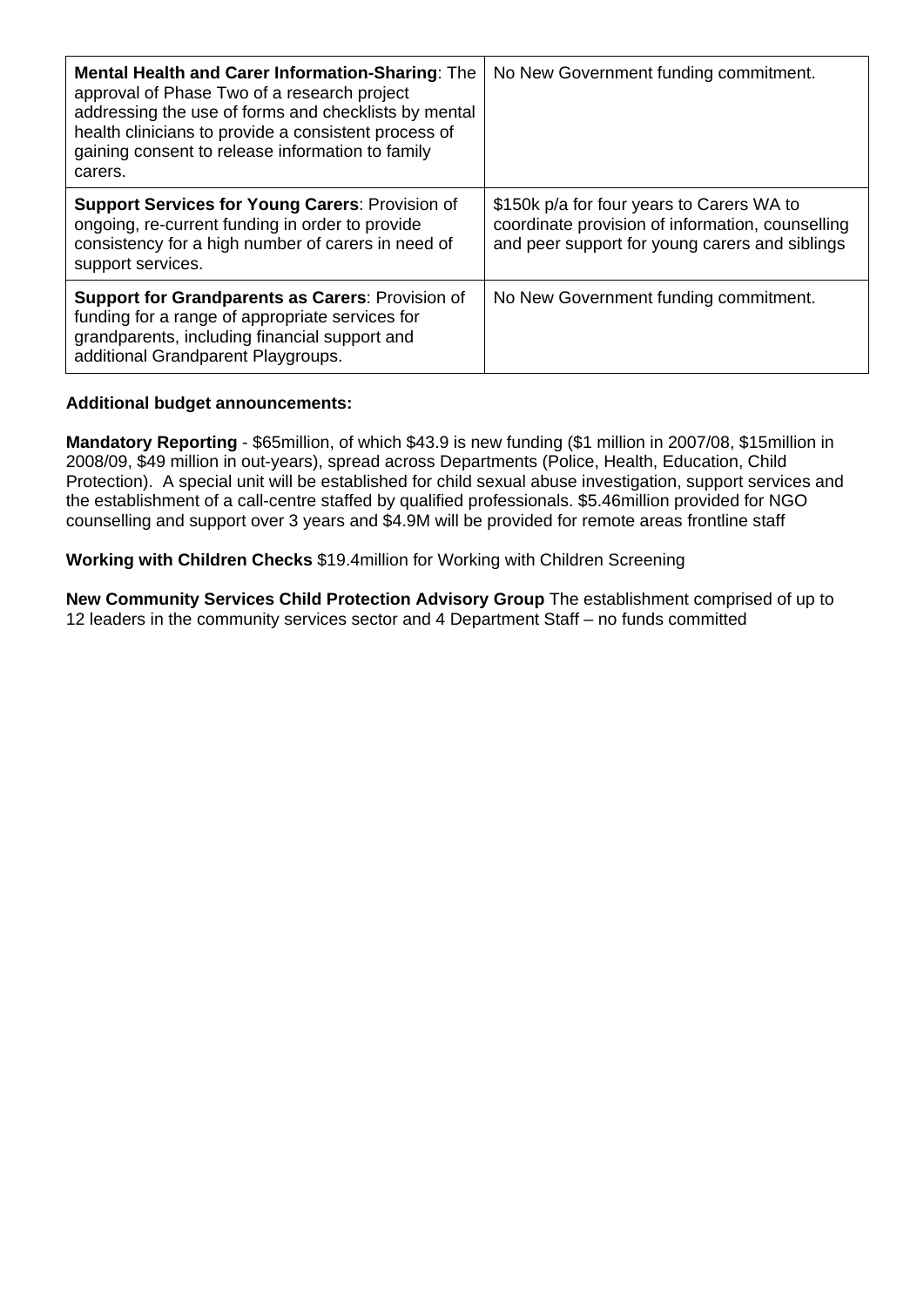| | |
|---|---|
| **Mental Health and Carer Information-Sharing**: The approval of Phase Two of a research project addressing the use of forms and checklists by mental health clinicians to provide a consistent process of gaining consent to release information to family carers. | No New Government funding commitment. |
| **Support Services for Young Carers**: Provision of ongoing, re-current funding in order to provide consistency for a high number of carers in need of support services. | \$150k p/a for four years to Carers WA to coordinate provision of information, counselling and peer support for young carers and siblings |
| **Support for Grandparents as Carers**: Provision of funding for a range of appropriate services for grandparents, including financial support and additional Grandparent Playgroups. | No New Government funding commitment. |

**Additional budget announcements:**

**Mandatory Reporting** - \$65million, of which \$43.9 is new funding (\$1 million in 2007/08, \$15million in 2008/09, \$49 million in out-years), spread across Departments (Police, Health, Education, Child Protection). A special unit will be established for child sexual abuse investigation, support services and the establishment of a call-centre staffed by qualified professionals. \$5.46million provided for NGO counselling and support over 3 years and \$4.9M will be provided for remote areas frontline staff

**Working with Children Checks** \$19.4million for Working with Children Screening

**New Community Services Child Protection Advisory Group** The establishment comprised of up to 12 leaders in the community services sector and 4 Department Staff – no funds committed